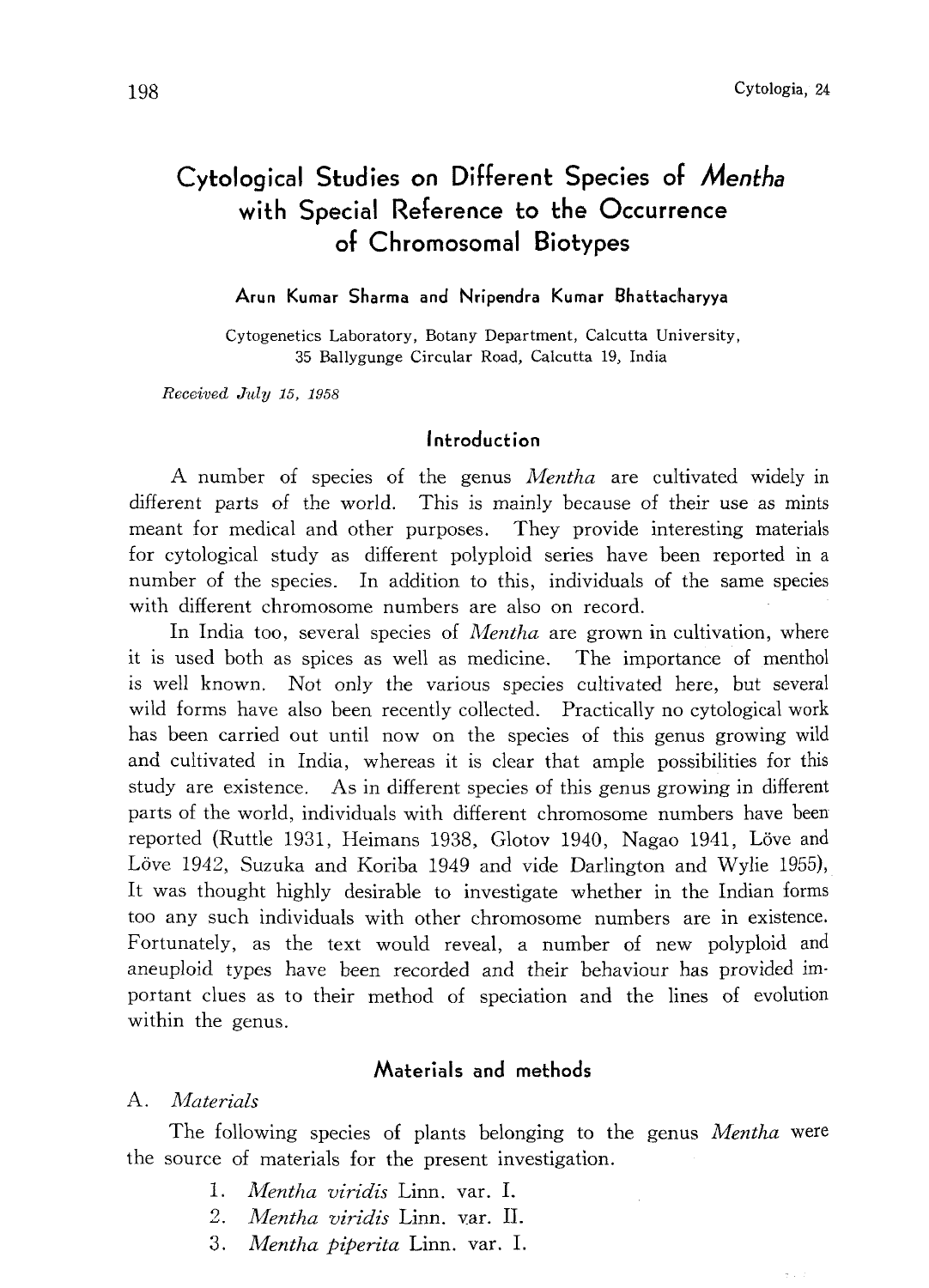# Cytological Studies on Different Species of *Mentha* with Special Reference to the Occurrence of Chromosomal Biotypes

**Arun Kumar Sharma and Nripendra Kumar Bhattacharyya**

Cytogenetics Laboratory, Botany Department, Calcutta University, 35 Ballygunge Circular Road, Calcutta 19, India

*Received July 15, 1958*

## Introduction

A number of species of the genus *Mentha* are cultivated widely in different parts of the world. This is mainly because of their use as mints meant for medical and other purposes. They provide interesting materials for cytological study as different polyploid series have been reported in a number of the species. In addition to this, individuals of the same species with different chromosome numbers are also on record.

In India too, several species of *Mentha* are grown in cultivation, where it is used both as spices as well as medicine. The importance of menthol is well known. Not only the various species cultivated here, but several wild forms have also been recently collected. Practically no cytological work has been carried out until now on the species of this genus growing wild and cultivated in India, whereas it is clear that ample possibilities for this study are existence. As in different species of this genus growing in different parts of the world, individuals with different chromosome numbers have been reported (Ruttle 1931, Heimans 1938, Glotov 1940, Nagao 1941, Löve and Löve 1942, Suzuka and Koriba 1949 and vide Darlington and Wylie 1955), It was thought highly desirable to investigate whether in the Indian forms too any such individuals with other chromosome numbers are in existence. Fortunately, as the text would reveal, a number of new polyploid and aneuploid types have been recorded and their behaviour has provided important clues as to their method of speciation and the lines of evolution within the genus.

## Materials and methods

A. *Materials*

The following species of plants belonging to the genus *Mentha* were the source of materials for the present investigation.

1. *Mentha viridis* Linn. var. I.
2. *Mentha viridis* Linn. var. II.
3. *Mentha piperita* Linn. var. I.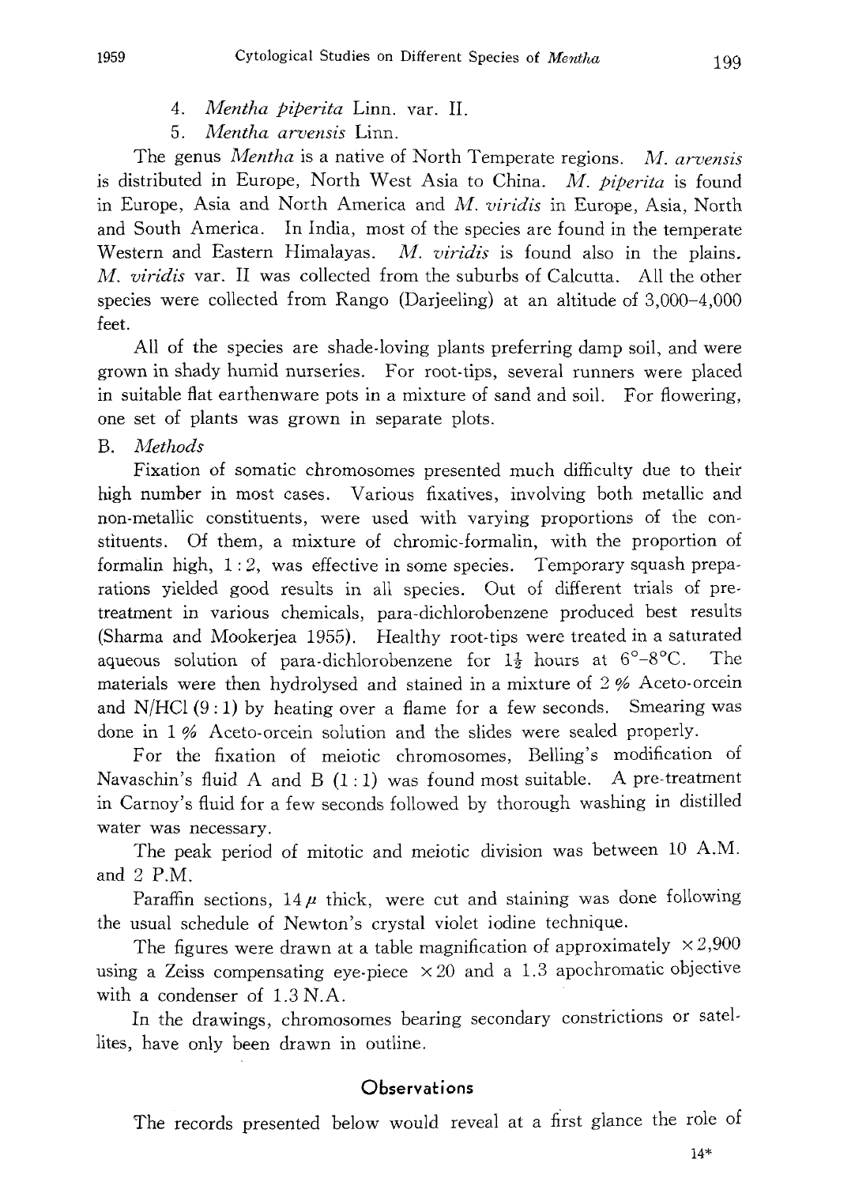4. *Mentha piperita* Linn. var. II.
5. *Mentha arvensis* Linn.

The genus *Mentha* is a native of North Temperate regions. *M. arvensis* is distributed in Europe, North West Asia to China. *M. piperita* is found in Europe, Asia and North America and *M. viridis* in Europe, Asia, North and South America. In India, most of the species are found in the temperate Western and Eastern Himalayas. *M. viridis* is found also in the plains. *M. viridis* var. II was collected from the suburbs of Calcutta. All the other species were collected from Rango (Darjeeling) at an altitude of 3,000–4,000 feet.

All of the species are shade-loving plants preferring damp soil, and were grown in shady humid nurseries. For root-tips, several runners were placed in suitable flat earthenware pots in a mixture of sand and soil. For flowering, one set of plants was grown in separate plots.

B. *Methods*

Fixation of somatic chromosomes presented much difficulty due to their high number in most cases. Various fixatives, involving both metallic and non-metallic constituents, were used with varying proportions of the constituents. Of them, a mixture of chromic-formalin, with the proportion of formalin high, 1 : 2, was effective in some species. Temporary squash preparations yielded good results in all species. Out of different trials of pretreatment in various chemicals, para-dichlorobenzene produced best results (Sharma and Mookerjea 1955). Healthy root-tips were treated in a saturated aqueous solution of para-dichlorobenzene for $1\frac{1}{2}$ hours at 6°–8°C. The materials were then hydrolysed and stained in a mixture of 2 % Aceto-orcein and N/HCl (9 : 1) by heating over a flame for a few seconds. Smearing was done in 1 % Aceto-orcein solution and the slides were sealed properly.

For the fixation of meiotic chromosomes, Belling's modification of Navaschin's fluid A and B (1 : 1) was found most suitable. A pre-treatment in Carnoy's fluid for a few seconds followed by thorough washing in distilled water was necessary.

The peak period of mitotic and meiotic division was between 10 A.M. and 2 P.M.

Paraffin sections, 14 $\mu$ thick, were cut and staining was done following the usual schedule of Newton's crystal violet iodine technique.

The figures were drawn at a table magnification of approximately $\times$2,900 using a Zeiss compensating eye-piece $\times$20 and a 1.3 apochromatic objective with a condenser of 1.3 N.A.

In the drawings, chromosomes bearing secondary constrictions or satellites, have only been drawn in outline.

## Observations

The records presented below would reveal at a first glance the role of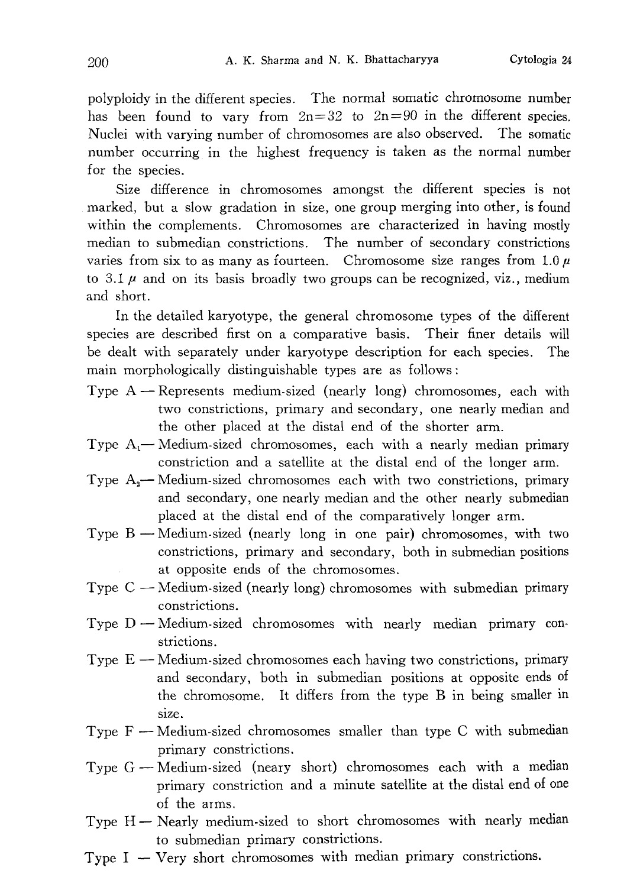polyploidy in the different species. The normal somatic chromosome number has been found to vary from $2n=32$ to $2n=90$ in the different species. Nuclei with varying number of chromosomes are also observed. The somatic number occurring in the highest frequency is taken as the normal number for the species.

Size difference in chromosomes amongst the different species is not marked, but a slow gradation in size, one group merging into other, is found within the complements. Chromosomes are characterized in having mostly median to submedian constrictions. The number of secondary constrictions varies from six to as many as fourteen. Chromosome size ranges from $1.0\,\mu$ to $3.1\,\mu$ and on its basis broadly two groups can be recognized, viz., medium and short.

In the detailed karyotype, the general chromosome types of the different species are described first on a comparative basis. Their finer details will be dealt with separately under karyotype description for each species. The main morphologically distinguishable types are as follows:

Type A — Represents medium-sized (nearly long) chromosomes, each with two constrictions, primary and secondary, one nearly median and the other placed at the distal end of the shorter arm.

Type $A_1$— Medium-sized chromosomes, each with a nearly median primary constriction and a satellite at the distal end of the longer arm.

Type $A_2$— Medium-sized chromosomes each with two constrictions, primary and secondary, one nearly median and the other nearly submedian placed at the distal end of the comparatively longer arm.

Type B — Medium-sized (nearly long in one pair) chromosomes, with two constrictions, primary and secondary, both in submedian positions at opposite ends of the chromosomes.

Type C — Medium-sized (nearly long) chromosomes with submedian primary constrictions.

Type D — Medium-sized chromosomes with nearly median primary constrictions.

Type E — Medium-sized chromosomes each having two constrictions, primary and secondary, both in submedian positions at opposite ends of the chromosome. It differs from the type B in being smaller in size.

Type F — Medium-sized chromosomes smaller than type C with submedian primary constrictions.

Type G — Medium-sized (neary short) chromosomes each with a median primary constriction and a minute satellite at the distal end of one of the arms.

Type H — Nearly medium-sized to short chromosomes with nearly median to submedian primary constrictions.

Type I — Very short chromosomes with median primary constrictions.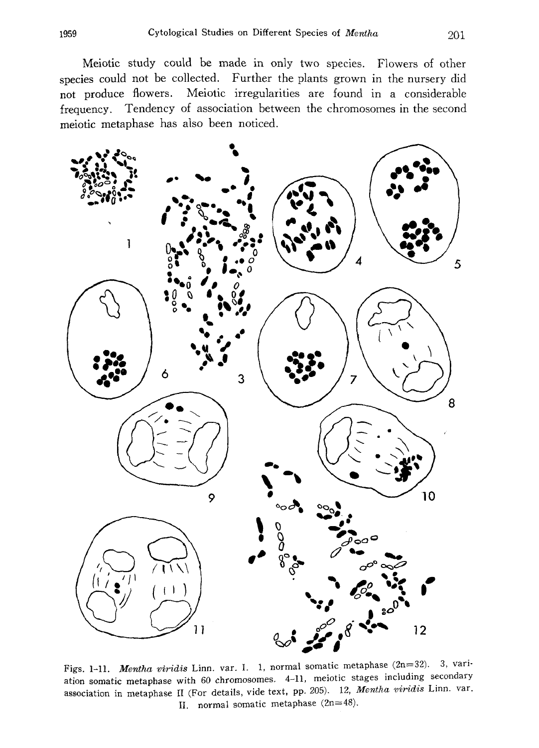Meiotic study could be made in only two species. Flowers of other species could not be collected. Further the plants grown in the nursery did not produce flowers. Meiotic irregularities are found in a considerable frequency. Tendency of association between the chromosomes in the second meiotic metaphase has also been noticed.

Figs. 1–11. *Mentha viridis* Linn. var. I. 1, normal somatic metaphase (2n=32). 3, variation somatic metaphase with 60 chromosomes. 4–11, meiotic stages including secondary association in metaphase II (For details, vide text, pp. 205). 12, *Mentha viridis* Linn. var. II. normal somatic metaphase (2n=48).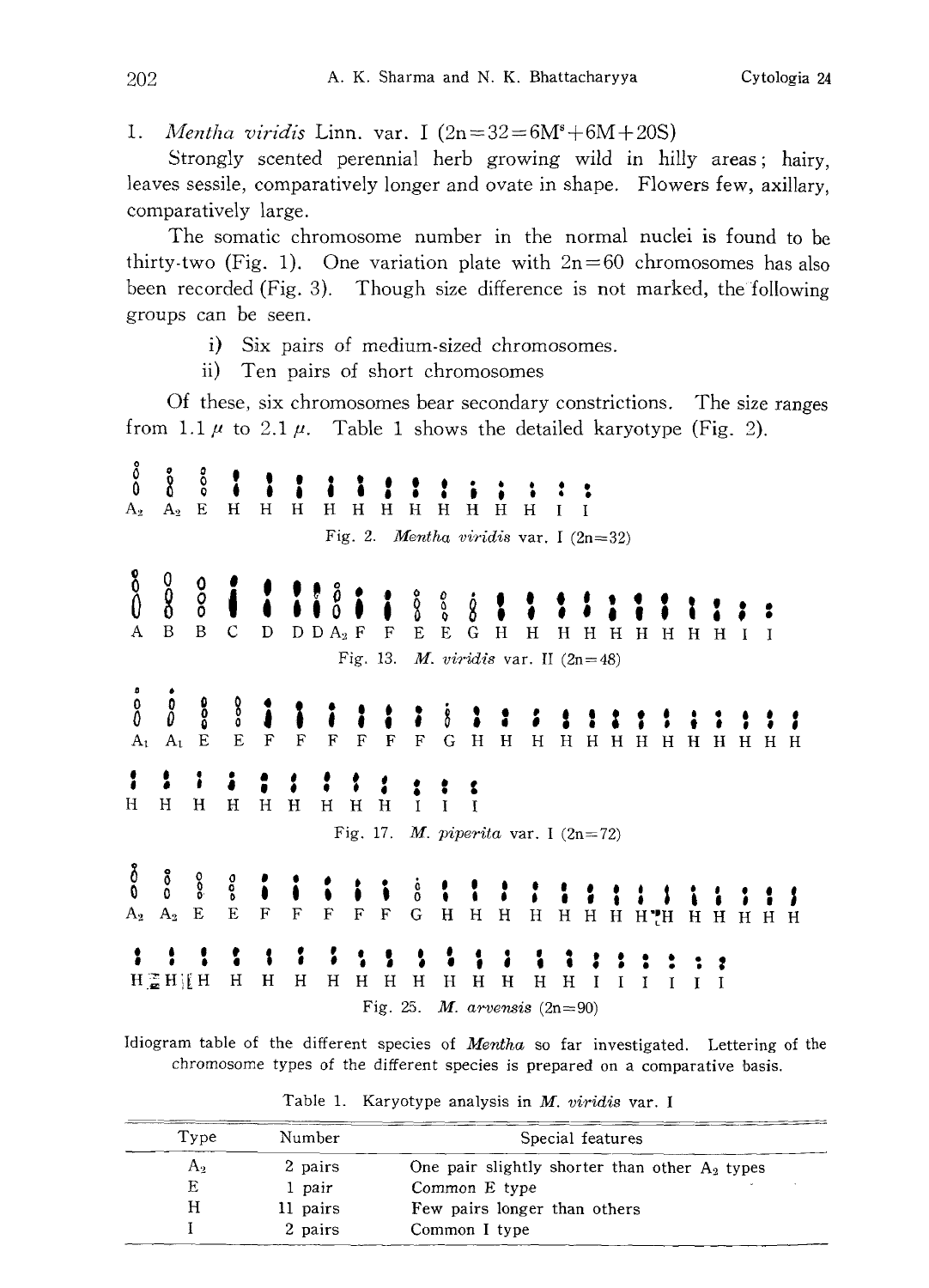1. *Mentha viridis* Linn. var. I ($2n=32=6M^s+6M+20S$)

Strongly scented perennial herb growing wild in hilly areas; hairy, leaves sessile, comparatively longer and ovate in shape. Flowers few, axillary, comparatively large.

The somatic chromosome number in the normal nuclei is found to be thirty-two (Fig. 1). One variation plate with $2n=60$ chromosomes has also been recorded (Fig. 3). Though size difference is not marked, the following groups can be seen.

i) Six pairs of medium-sized chromosomes.

ii) Ten pairs of short chromosomes

Of these, six chromosomes bear secondary constrictions. The size ranges from $1.1\,\mu$ to $2.1\,\mu$. Table 1 shows the detailed karyotype (Fig. 2).

$A_2$ $A_2$ E H H H H H H H H H H H I I

Fig. 2. *Mentha viridis* var. I (2n=32)

A B B C D D D $A_2$ F F E E G H H H H H H H H H I I

Fig. 13. *M. viridis* var. II (2n=48)

$A_1$ $A_1$ E E F F F F F F G H H H H H H H H H H H H H H

H H H H H H H H H I I I

Fig. 17. *M. piperita* var. I (2n=72)

$A_2$ $A_2$ E E F F F F F G H H H H H H H H H H H H H H H

H H H H H H H H H H H H H H I I I I I I

Fig. 25. *M. arvensis* (2n=90)

Idiogram table of the different species of *Mentha* so far investigated. Lettering of the chromosome types of the different species is prepared on a comparative basis.

Table 1. Karyotype analysis in *M. viridis* var. I

| Type | Number | Special features |
|---|---|---|
| $A_2$ | 2 pairs | One pair slightly shorter than other $A_2$ types |
| E | 1 pair | Common E type |
| H | 11 pairs | Few pairs longer than others |
| I | 2 pairs | Common I type |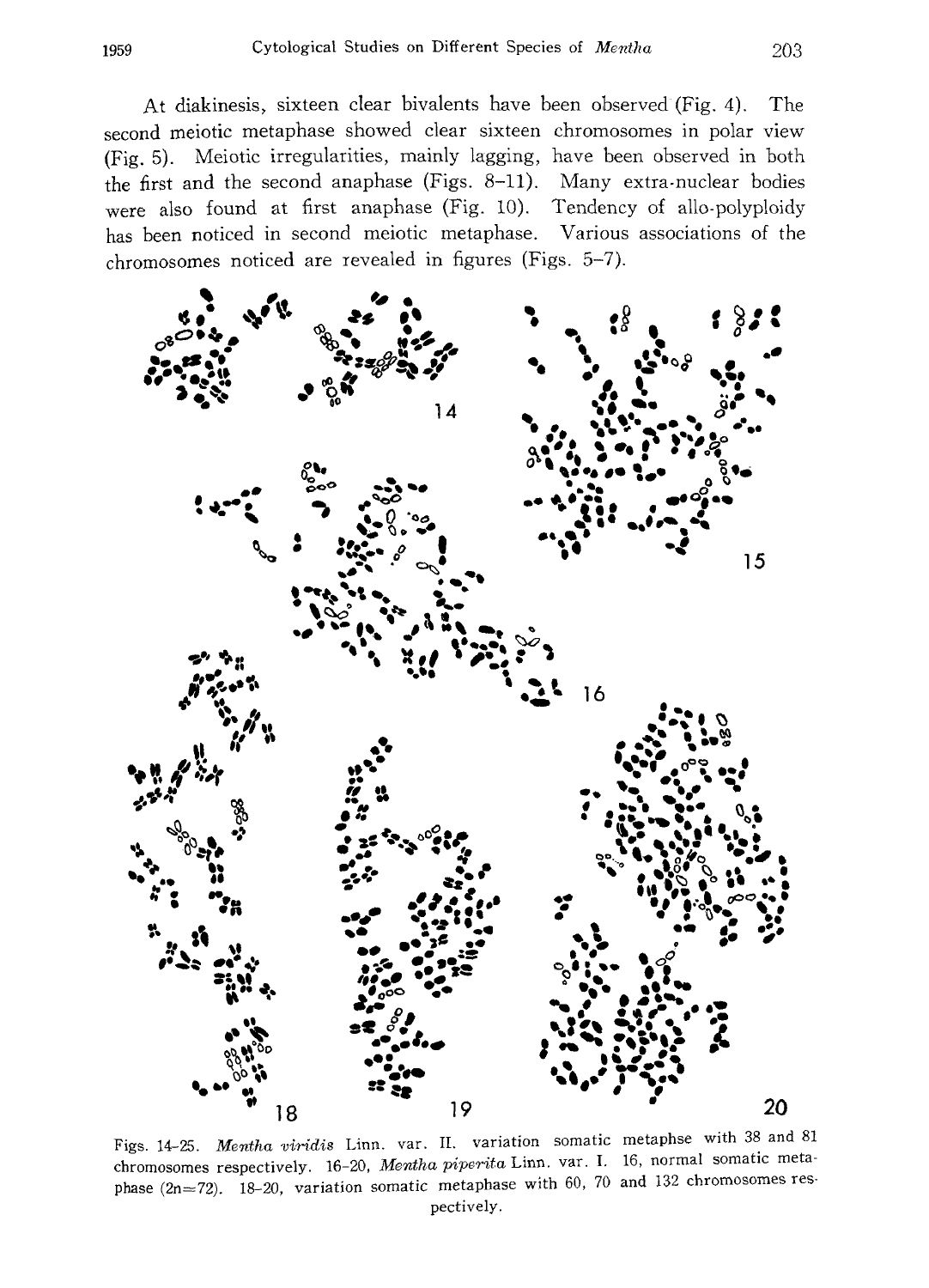At diakinesis, sixteen clear bivalents have been observed (Fig. 4). The second meiotic metaphase showed clear sixteen chromosomes in polar view (Fig. 5). Meiotic irregularities, mainly lagging, have been observed in both the first and the second anaphase (Figs. 8–11). Many extra-nuclear bodies were also found at first anaphase (Fig. 10). Tendency of allo-polyploidy has been noticed in second meiotic metaphase. Various associations of the chromosomes noticed are revealed in figures (Figs. 5–7).

Figs. 14–25. *Mentha viridis* Linn. var. II. variation somatic metaphse with 38 and 81 chromosomes respectively. 16–20, *Mentha piperita* Linn. var. I. 16, normal somatic metaphase (2n=72). 18–20, variation somatic metaphase with 60, 70 and 132 chromosomes respectively.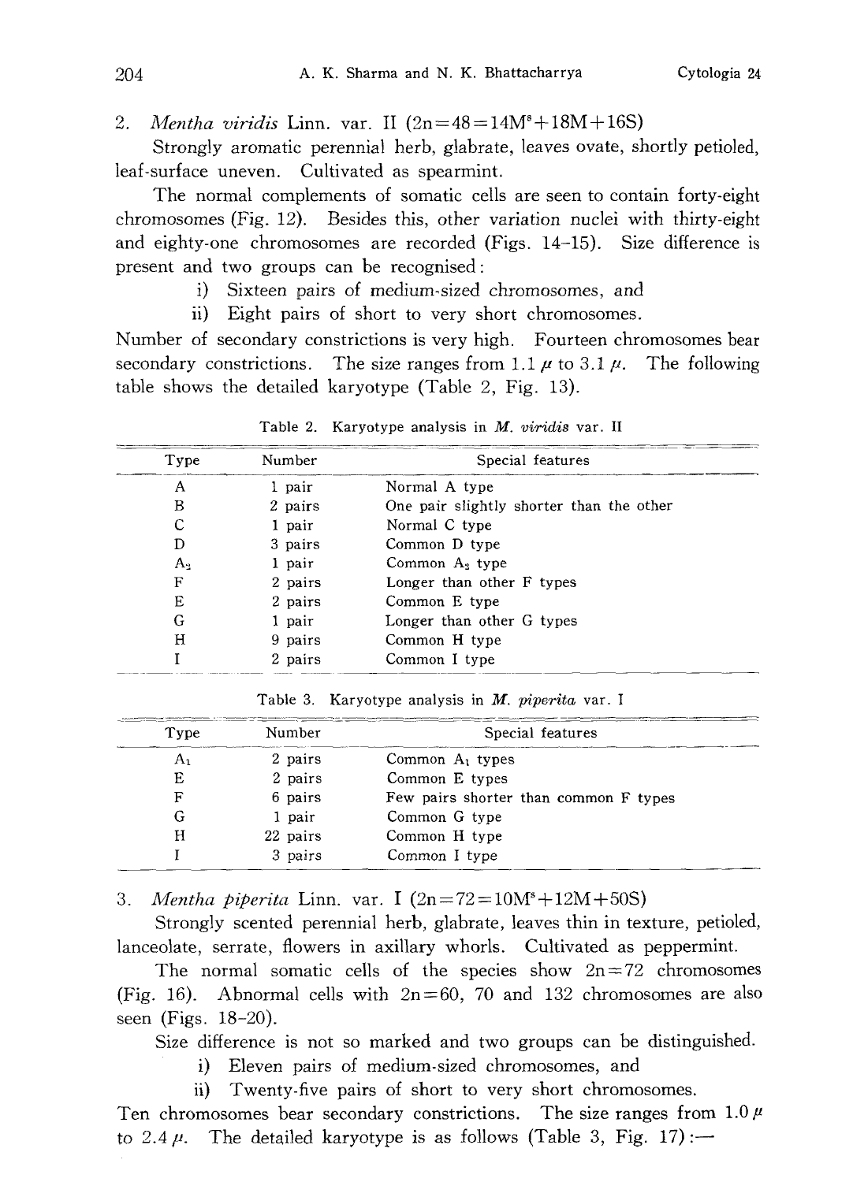2. *Mentha viridis* Linn. var. II ($2n=48=14M^s+18M+16S$)

Strongly aromatic perennial herb, glabrate, leaves ovate, shortly petioled, leaf-surface uneven. Cultivated as spearmint.

The normal complements of somatic cells are seen to contain forty-eight chromosomes (Fig. 12). Besides this, other variation nuclei with thirty-eight and eighty-one chromosomes are recorded (Figs. 14-15). Size difference is present and two groups can be recognised:

i) Sixteen pairs of medium-sized chromosomes, and

ii) Eight pairs of short to very short chromosomes.

Number of secondary constrictions is very high. Fourteen chromosomes bear secondary constrictions. The size ranges from $1.1\,\mu$ to $3.1\,\mu$. The following table shows the detailed karyotype (Table 2, Fig. 13).

Table 2. Karyotype analysis in *M. viridis* var. II

| Type | Number | Special features |
|---|---|---|
| A | 1 pair | Normal A type |
| B | 2 pairs | One pair slightly shorter than the other |
| C | 1 pair | Normal C type |
| D | 3 pairs | Common D type |
| $A_2$ | 1 pair | Common $A_2$ type |
| F | 2 pairs | Longer than other F types |
| E | 2 pairs | Common E type |
| G | 1 pair | Longer than other G types |
| H | 9 pairs | Common H type |
| I | 2 pairs | Common I type |

Table 3. Karyotype analysis in *M. piperita* var. I

| Type | Number | Special features |
|---|---|---|
| $A_1$ | 2 pairs | Common $A_1$ types |
| E | 2 pairs | Common E types |
| F | 6 pairs | Few pairs shorter than common F types |
| G | 1 pair | Common G type |
| H | 22 pairs | Common H type |
| I | 3 pairs | Common I type |

3. *Mentha piperita* Linn. var. I ($2n=72=10M^s+12M+50S$)

Strongly scented perennial herb, glabrate, leaves thin in texture, petioled, lanceolate, serrate, flowers in axillary whorls. Cultivated as peppermint.

The normal somatic cells of the species show $2n=72$ chromosomes (Fig. 16). Abnormal cells with $2n=60$, 70 and 132 chromosomes are also seen (Figs. 18-20).

Size difference is not so marked and two groups can be distinguished.

i) Eleven pairs of medium-sized chromosomes, and

ii) Twenty-five pairs of short to very short chromosomes.

Ten chromosomes bear secondary constrictions. The size ranges from $1.0\,\mu$ to $2.4\,\mu$. The detailed karyotype is as follows (Table 3, Fig. 17):—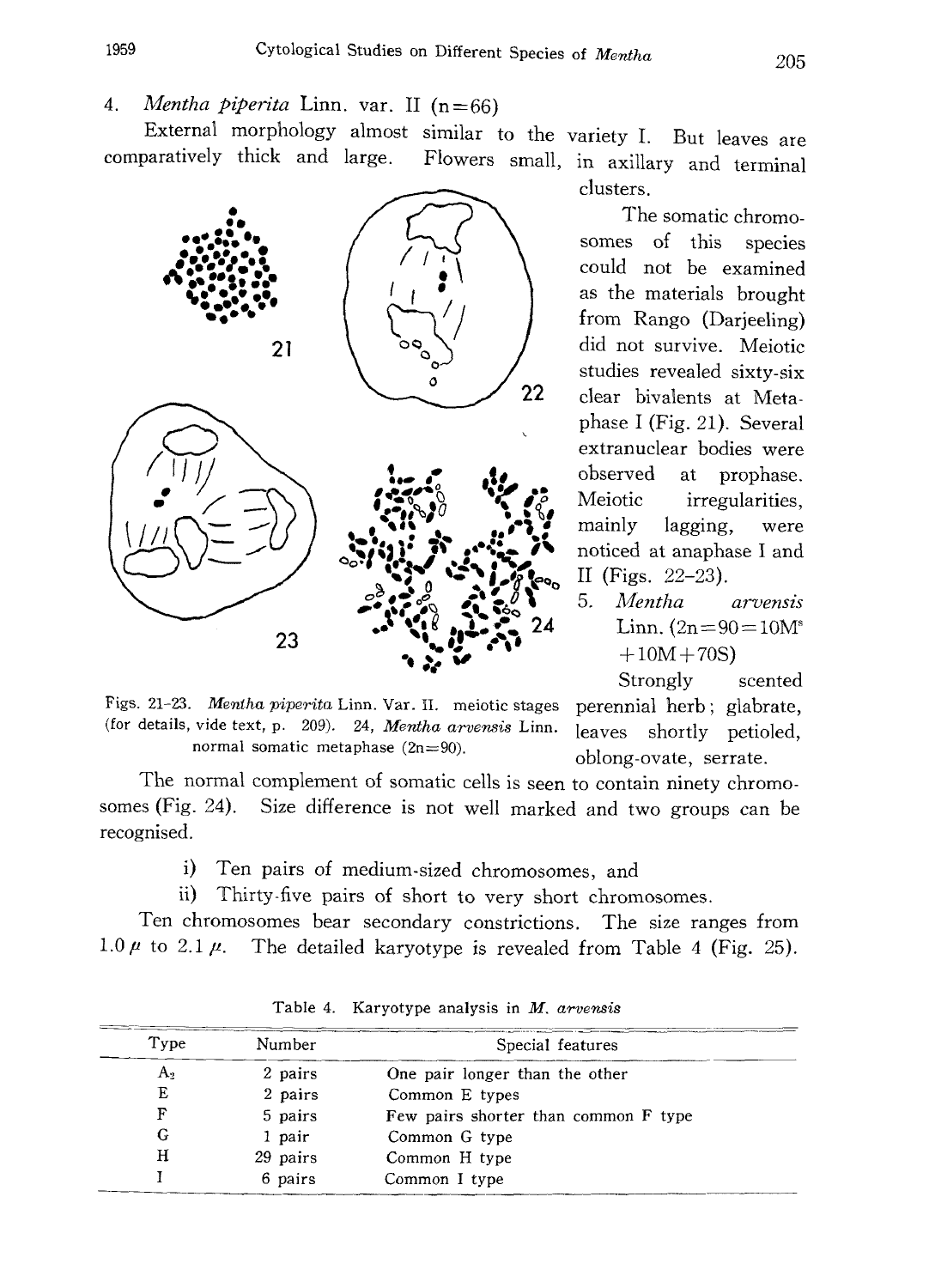4. *Mentha piperita* Linn. var. II (n=66)

External morphology almost similar to the variety I. But leaves are comparatively thick and large. Flowers small, in axillary and terminal clusters.

The somatic chromosomes of this species could not be examined as the materials brought from Rango (Darjeeling) did not survive. Meiotic studies revealed sixty-six clear bivalents at Metaphase I (Fig. 21). Several extranuclear bodies were observed at prophase. Meiotic irregularities, mainly lagging, were noticed at anaphase I and II (Figs. 22–23).

Figs. 21–23. *Mentha piperita* Linn. Var. II. meiotic stages (for details, vide text, p. 209). 24, *Mentha arvensis* Linn. normal somatic metaphase (2n=90).

5. *Mentha arvensis* Linn. ($2n=90=10M^s+10M+70S$)

Strongly scented perennial herb; glabrate, leaves shortly petioled, oblong-ovate, serrate.

The normal complement of somatic cells is seen to contain ninety chromosomes (Fig. 24). Size difference is not well marked and two groups can be recognised.

i) Ten pairs of medium-sized chromosomes, and

ii) Thirty-five pairs of short to very short chromosomes.

Ten chromosomes bear secondary constrictions. The size ranges from $1.0\,\mu$ to $2.1\,\mu$. The detailed karyotype is revealed from Table 4 (Fig. 25).

Table 4. Karyotype analysis in *M. arvensis*

| Type | Number | Special features |
|---|---|---|
| $A_2$ | 2 pairs | One pair longer than the other |
| E | 2 pairs | Common E types |
| F | 5 pairs | Few pairs shorter than common F type |
| G | 1 pair | Common G type |
| H | 29 pairs | Common H type |
| I | 6 pairs | Common I type |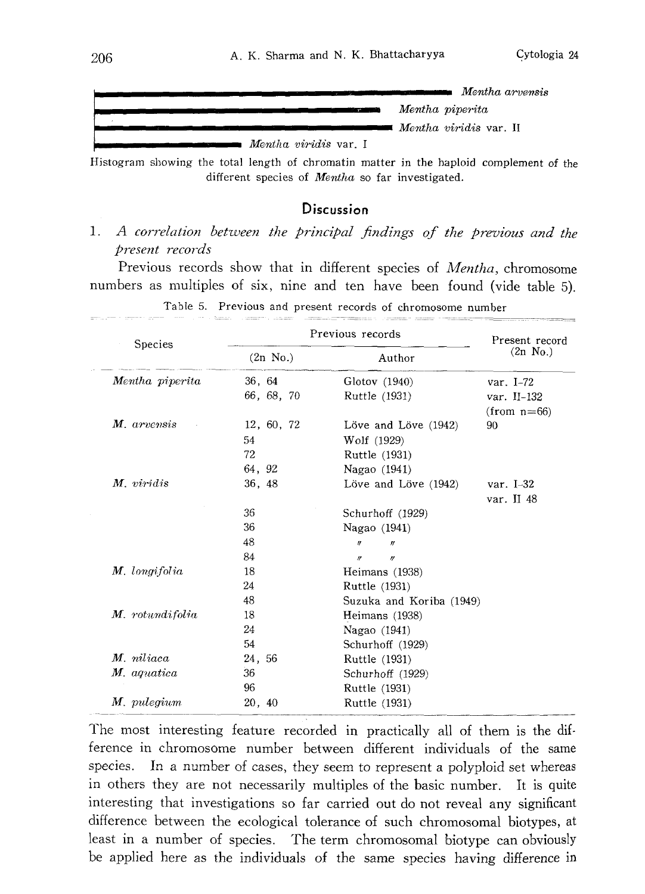Mentha arvensis

Mentha piperita

Mentha viridis var. II

Mentha viridis var. I

Histogram showing the total length of chromatin matter in the haploid complement of the different species of *Mentha* so far investigated.

## Discussion

### 1. *A correlation between the principal findings of the previous and the present records*

Previous records show that in different species of *Mentha*, chromosome numbers as multiples of six, nine and ten have been found (vide table 5).

Table 5. Previous and present records of chromosome number

| Species | Previous records | | Present record (2n No.) |
|---|---|---|---|
| | (2n No.) | Author | |
| *Mentha piperita* | 36, 64 | Glotov (1940) | var. I-72 |
| | 66, 68, 70 | Ruttle (1931) | var. II-132 (from n=66) |
| *M. arvensis* | 12, 60, 72 | Löve and Löve (1942) | 90 |
| | 54 | Wolf (1929) | |
| | 72 | Ruttle (1931) | |
| | 64, 92 | Nagao (1941) | |
| *M. viridis* | 36, 48 | Löve and Löve (1942) | var. I-32 var. II 48 |
| | 36 | Schurhoff (1929) | |
| | 36 | Nagao (1941) | |
| | 48 | 〃 〃 | |
| | 84 | 〃 〃 | |
| *M. longifolia* | 18 | Heimans (1938) | |
| | 24 | Ruttle (1931) | |
| | 48 | Suzuka and Koriba (1949) | |
| *M. rotundifolia* | 18 | Heimans (1938) | |
| | 24 | Nagao (1941) | |
| | 54 | Schurhoff (1929) | |
| *M. niliaca* | 24, 56 | Ruttle (1931) | |
| *M. aquatica* | 36 | Schurhoff (1929) | |
| | 96 | Ruttle (1931) | |
| *M. pulegium* | 20, 40 | Ruttle (1931) | |

The most interesting feature recorded in practically all of them is the difference in chromosome number between different individuals of the same species. In a number of cases, they seem to represent a polyploid set whereas in others they are not necessarily multiples of the basic number. It is quite interesting that investigations so far carried out do not reveal any significant difference between the ecological tolerance of such chromosomal biotypes, at least in a number of species. The term chromosomal biotype can obviously be applied here as the individuals of the same species having difference in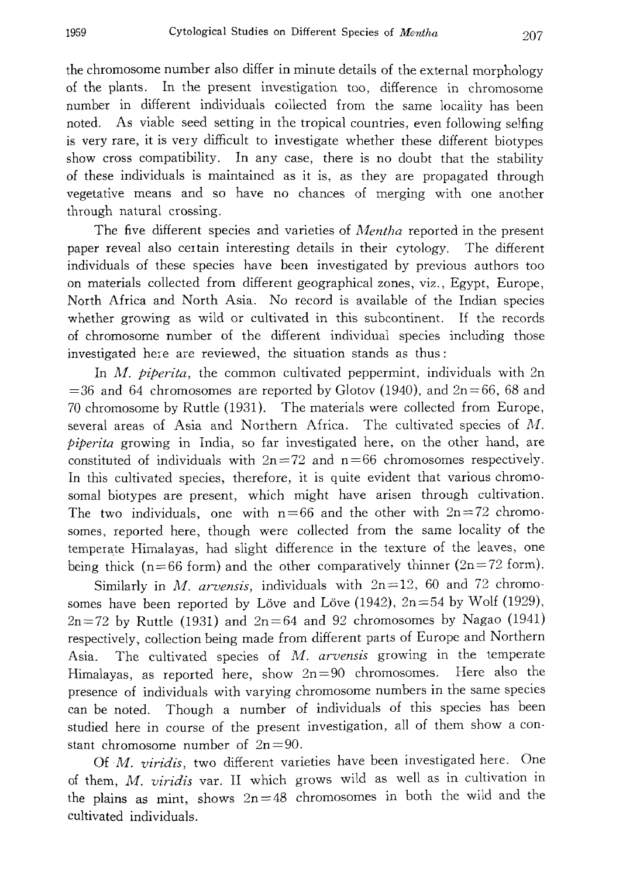the chromosome number also differ in minute details of the external morphology of the plants. In the present investigation too, difference in chromosome number in different individuals collected from the same locality has been noted. As viable seed setting in the tropical countries, even following selfing is very rare, it is very difficult to investigate whether these different biotypes show cross compatibility. In any case, there is no doubt that the stability of these individuals is maintained as it is, as they are propagated through vegetative means and so have no chances of merging with one another through natural crossing.

The five different species and varieties of *Mentha* reported in the present paper reveal also certain interesting details in their cytology. The different individuals of these species have been investigated by previous authors too on materials collected from different geographical zones, viz., Egypt, Europe, North Africa and North Asia. No record is available of the Indian species whether growing as wild or cultivated in this subcontinent. If the records of chromosome number of the different individual species including those investigated here are reviewed, the situation stands as thus:

In *M. piperita*, the common cultivated peppermint, individuals with $2n = 36$ and 64 chromosomes are reported by Glotov (1940), and $2n = 66$, 68 and 70 chromosome by Ruttle (1931). The materials were collected from Europe, several areas of Asia and Northern Africa. The cultivated species of *M. piperita* growing in India, so far investigated here, on the other hand, are constituted of individuals with $2n = 72$ and $n = 66$ chromosomes respectively. In this cultivated species, therefore, it is quite evident that various chromosomal biotypes are present, which might have arisen through cultivation. The two individuals, one with $n = 66$ and the other with $2n = 72$ chromosomes, reported here, though were collected from the same locality of the temperate Himalayas, had slight difference in the texture of the leaves, one being thick ($n = 66$ form) and the other comparatively thinner ($2n = 72$ form).

Similarly in *M. arvensis*, individuals with $2n = 12$, 60 and 72 chromosomes have been reported by Löve and Löve (1942), $2n = 54$ by Wolf (1929), $2n = 72$ by Ruttle (1931) and $2n = 64$ and 92 chromosomes by Nagao (1941) respectively, collection being made from different parts of Europe and Northern Asia. The cultivated species of *M. arvensis* growing in the temperate Himalayas, as reported here, show $2n = 90$ chromosomes. Here also the presence of individuals with varying chromosome numbers in the same species can be noted. Though a number of individuals of this species has been studied here in course of the present investigation, all of them show a constant chromosome number of $2n = 90$.

Of *M. viridis*, two different varieties have been investigated here. One of them, *M. viridis* var. II which grows wild as well as in cultivation in the plains as mint, shows $2n = 48$ chromosomes in both the wild and the cultivated individuals.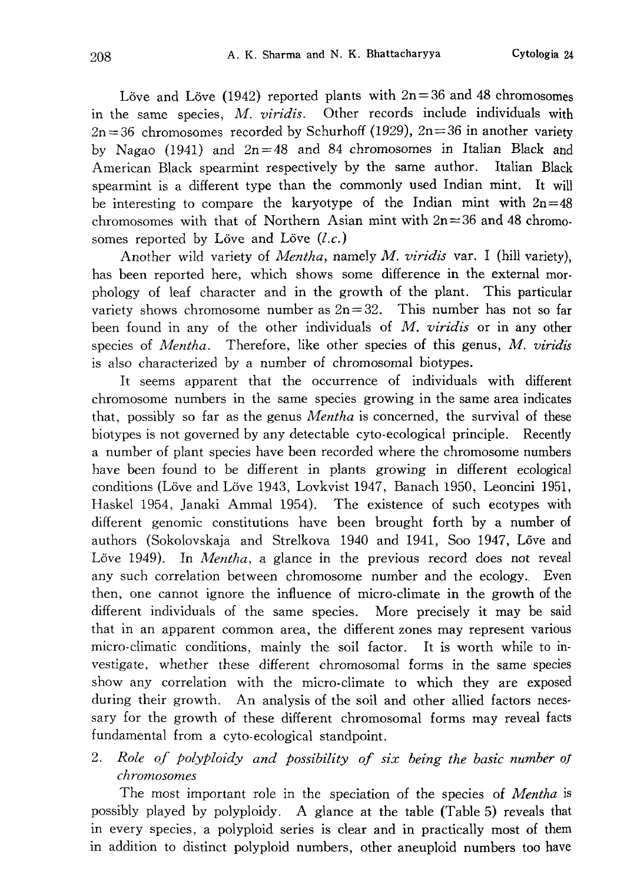Löve and Löve (1942) reported plants with 2n=36 and 48 chromosomes in the same species, *M. viridis*. Other records include individuals with 2n=36 chromosomes recorded by Schurhoff (1929), 2n=36 in another variety by Nagao (1941) and 2n=48 and 84 chromosomes in Italian Black and American Black spearmint respectively by the same author. Italian Black spearmint is a different type than the commonly used Indian mint. It will be interesting to compare the karyotype of the Indian mint with 2n=48 chromosomes with that of Northern Asian mint with 2n=36 and 48 chromosomes reported by Löve and Löve (*l.c.*)

Another wild variety of *Mentha*, namely *M. viridis* var. I (hill variety), has been reported here, which shows some difference in the external morphology of leaf character and in the growth of the plant. This particular variety shows chromosome number as 2n=32. This number has not so far been found in any of the other individuals of *M. viridis* or in any other species of *Mentha*. Therefore, like other species of this genus, *M. viridis* is also characterized by a number of chromosomal biotypes.

It seems apparent that the occurrence of individuals with different chromosome numbers in the same species growing in the same area indicates that, possibly so far as the genus *Mentha* is concerned, the survival of these biotypes is not governed by any detectable cyto-ecological principle. Recently a number of plant species have been recorded where the chromosome numbers have been found to be different in plants growing in different ecological conditions (Löve and Löve 1943, Lovkvist 1947, Banach 1950, Leoncini 1951, Haskel 1954, Janaki Ammal 1954). The existence of such ecotypes with different genomic constitutions have been brought forth by a number of authors (Sokolovskaja and Strelkova 1940 and 1941, Soo 1947, Löve and Löve 1949). In *Mentha*, a glance in the previous record does not reveal any such correlation between chromosome number and the ecology. Even then, one cannot ignore the influence of micro-climate in the growth of the different individuals of the same species. More precisely it may be said that in an apparent common area, the different zones may represent various micro-climatic conditions, mainly the soil factor. It is worth while to investigate, whether these different chromosomal forms in the same species show any correlation with the micro-climate to which they are exposed during their growth. An analysis of the soil and other allied factors necessary for the growth of these different chromosomal forms may reveal facts fundamental from a cyto-ecological standpoint.

2. *Role of polyploidy and possibility of six being the basic number of chromosomes*

The most important role in the speciation of the species of *Mentha* is possibly played by polyploidy. A glance at the table (Table 5) reveals that in every species, a polyploid series is clear and in practically most of them in addition to distinct polyploid numbers, other aneuploid numbers too have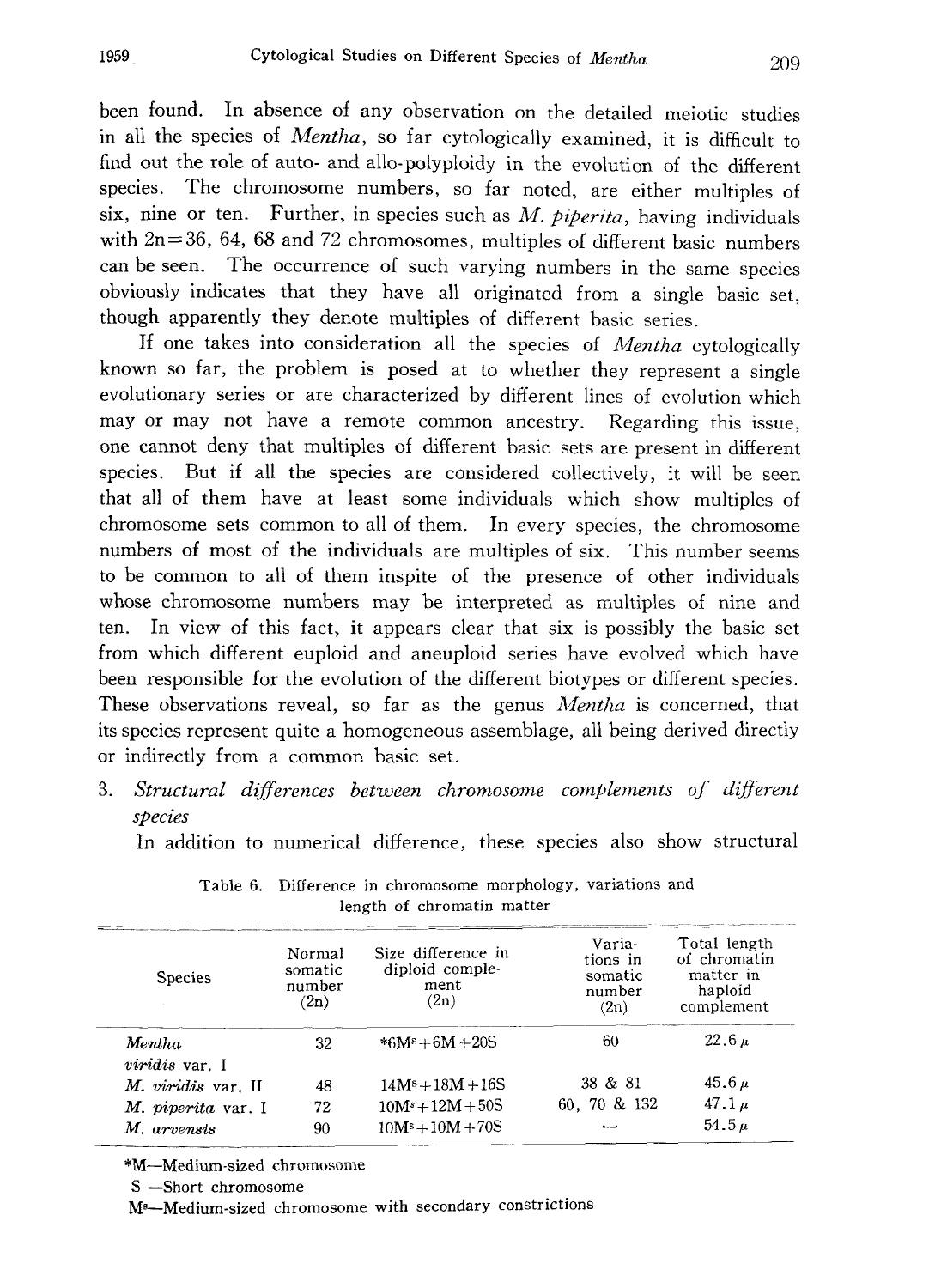been found. In absence of any observation on the detailed meiotic studies in all the species of *Mentha*, so far cytologically examined, it is difficult to find out the role of auto- and allo-polyploidy in the evolution of the different species. The chromosome numbers, so far noted, are either multiples of six, nine or ten. Further, in species such as *M. piperita*, having individuals with 2n=36, 64, 68 and 72 chromosomes, multiples of different basic numbers can be seen. The occurrence of such varying numbers in the same species obviously indicates that they have all originated from a single basic set, though apparently they denote multiples of different basic series.

If one takes into consideration all the species of *Mentha* cytologically known so far, the problem is posed at to whether they represent a single evolutionary series or are characterized by different lines of evolution which may or may not have a remote common ancestry. Regarding this issue, one cannot deny that multiples of different basic sets are present in different species. But if all the species are considered collectively, it will be seen that all of them have at least some individuals which show multiples of chromosome sets common to all of them. In every species, the chromosome numbers of most of the individuals are multiples of six. This number seems to be common to all of them inspite of the presence of other individuals whose chromosome numbers may be interpreted as multiples of nine and ten. In view of this fact, it appears clear that six is possibly the basic set from which different euploid and aneuploid series have evolved which have been responsible for the evolution of the different biotypes or different species. These observations reveal, so far as the genus *Mentha* is concerned, that its species represent quite a homogeneous assemblage, all being derived directly or indirectly from a common basic set.

3. *Structural differences between chromosome complements of different species*

In addition to numerical difference, these species also show structural

Table 6. Difference in chromosome morphology, variations and length of chromatin matter

| Species | Normal somatic number (2n) | Size difference in diploid complement (2n) | Variations in somatic number (2n) | Total length of chromatin matter in haploid complement |
|---|---|---|---|---|
| *Mentha viridis* var. I | 32 | *$6M^s+6M+20S$ | 60 | 22.6 μ |
| *M. viridis* var. II | 48 | $14M^s+18M+16S$ | 38 & 81 | 45.6 μ |
| *M. piperita* var. I | 72 | $10M^s+12M+50S$ | 60, 70 & 132 | 47.1 μ |
| *M. arvensis* | 90 | $10M^s+10M+70S$ | — | 54.5 μ |

*M—Medium-sized chromosome

S —Short chromosome

$M^s$—Medium-sized chromosome with secondary constrictions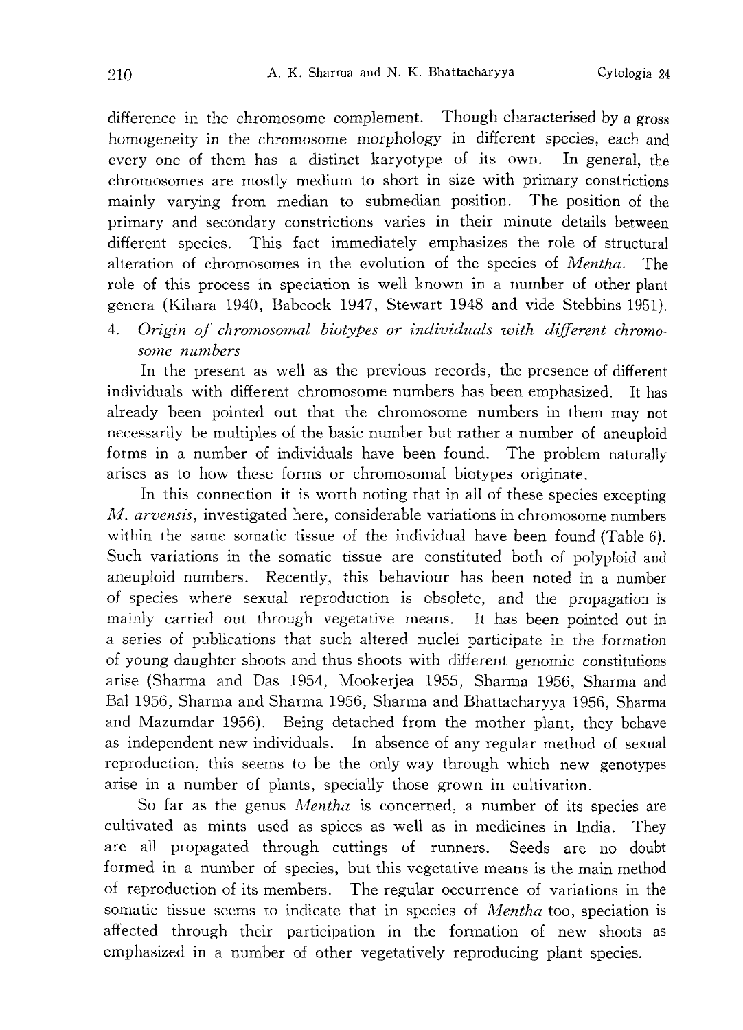difference in the chromosome complement. Though characterised by a gross homogeneity in the chromosome morphology in different species, each and every one of them has a distinct karyotype of its own. In general, the chromosomes are mostly medium to short in size with primary constrictions mainly varying from median to submedian position. The position of the primary and secondary constrictions varies in their minute details between different species. This fact immediately emphasizes the role of structural alteration of chromosomes in the evolution of the species of *Mentha*. The role of this process in speciation is well known in a number of other plant genera (Kihara 1940, Babcock 1947, Stewart 1948 and vide Stebbins 1951).

4. *Origin of chromosomal biotypes or individuals with different chromosome numbers*

In the present as well as the previous records, the presence of different individuals with different chromosome numbers has been emphasized. It has already been pointed out that the chromosome numbers in them may not necessarily be multiples of the basic number but rather a number of aneuploid forms in a number of individuals have been found. The problem naturally arises as to how these forms or chromosomal biotypes originate.

In this connection it is worth noting that in all of these species excepting *M. arvensis*, investigated here, considerable variations in chromosome numbers within the same somatic tissue of the individual have been found (Table 6). Such variations in the somatic tissue are constituted both of polyploid and aneuploid numbers. Recently, this behaviour has been noted in a number of species where sexual reproduction is obsolete, and the propagation is mainly carried out through vegetative means. It has been pointed out in a series of publications that such altered nuclei participate in the formation of young daughter shoots and thus shoots with different genomic constitutions arise (Sharma and Das 1954, Mookerjea 1955, Sharma 1956, Sharma and Bal 1956, Sharma and Sharma 1956, Sharma and Bhattacharyya 1956, Sharma and Mazumdar 1956). Being detached from the mother plant, they behave as independent new individuals. In absence of any regular method of sexual reproduction, this seems to be the only way through which new genotypes arise in a number of plants, specially those grown in cultivation.

So far as the genus *Mentha* is concerned, a number of its species are cultivated as mints used as spices as well as in medicines in India. They are all propagated through cuttings of runners. Seeds are no doubt formed in a number of species, but this vegetative means is the main method of reproduction of its members. The regular occurrence of variations in the somatic tissue seems to indicate that in species of *Mentha* too, speciation is affected through their participation in the formation of new shoots as emphasized in a number of other vegetatively reproducing plant species.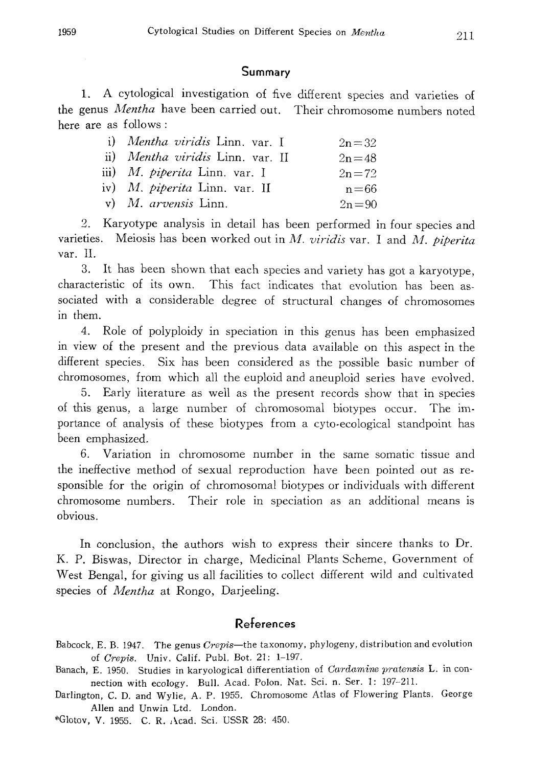## Summary

1. A cytological investigation of five different species and varieties of the genus *Mentha* have been carried out. Their chromosome numbers noted here are as follows:

| | |
|---|---|
| i) *Mentha viridis* Linn. var. I | $2n=32$ |
| ii) *Mentha viridis* Linn. var. II | $2n=48$ |
| iii) *M. piperita* Linn. var. I | $2n=72$ |
| iv) *M. piperita* Linn. var. II | $n=66$ |
| v) *M. arvensis* Linn. | $2n=90$ |

2. Karyotype analysis in detail has been performed in four species and varieties. Meiosis has been worked out in *M. viridis* var. I and *M. piperita* var. II.

3. It has been shown that each species and variety has got a karyotype, characteristic of its own. This fact indicates that evolution has been associated with a considerable degree of structural changes of chromosomes in them.

4. Role of polyploidy in speciation in this genus has been emphasized in view of the present and the previous data available on this aspect in the different species. Six has been considered as the possible basic number of chromosomes, from which all the euploid and aneuploid series have evolved.

5. Early literature as well as the present records show that in species of this genus, a large number of chromosomal biotypes occur. The importance of analysis of these biotypes from a cyto-ecological standpoint has been emphasized.

6. Variation in chromosome number in the same somatic tissue and the ineffective method of sexual reproduction have been pointed out as responsible for the origin of chromosomal biotypes or individuals with different chromosome numbers. Their role in speciation as an additional means is obvious.

In conclusion, the authors wish to express their sincere thanks to Dr. K. P. Biswas, Director in charge, Medicinal Plants Scheme, Government of West Bengal, for giving us all facilities to collect different wild and cultivated species of *Mentha* at Rongo, Darjeeling.

## References

Babcock, E. B. 1947. The genus *Crepis*—the taxonomy, phylogeny, distribution and evolution of *Crepis*. Univ. Calif. Publ. Bot. 21: 1–197.

Banach, E. 1950. Studies in karyological differentiation of *Cardamine pratensis* L. in connection with ecology. Bull. Acad. Polon. Nat. Sci. n. Ser. 1: 197–211.

Darlington, C. D. and Wylie, A. P. 1955. Chromosome Atlas of Flowering Plants. George Allen and Unwin Ltd. London.

*Glotov, V. 1955. C. R. Acad. Sci. USSR 28: 450.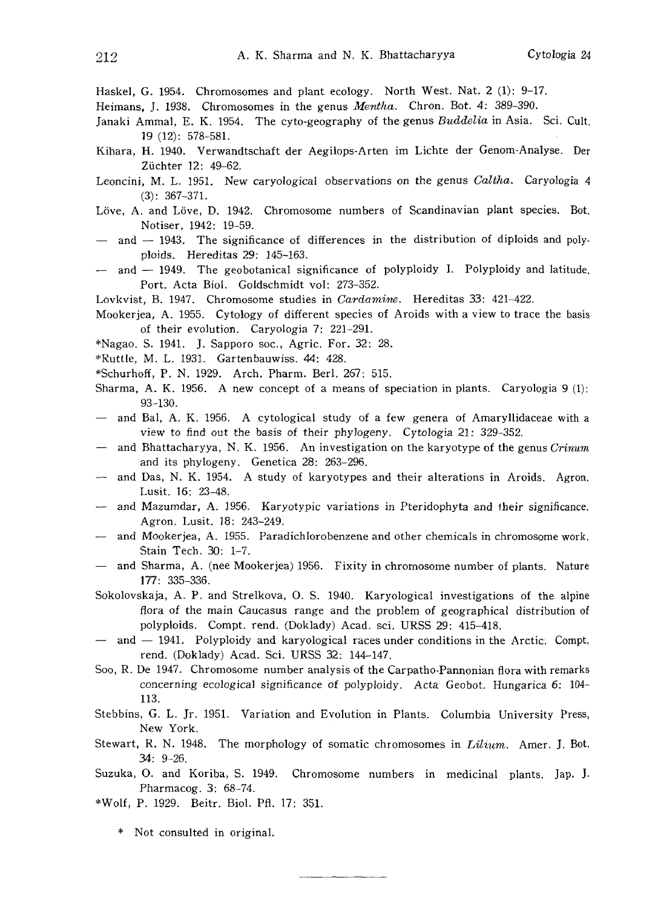Haskel, G. 1954. Chromosomes and plant ecology. North West. Nat. 2 (1): 9–17.

Heimans, J. 1938. Chromosomes in the genus *Mentha*. Chron. Bot. 4: 389–390.

Janaki Ammal, E. K. 1954. The cyto-geography of the genus *Buddelia* in Asia. Sci. Cult. 19 (12): 578–581.

Kihara, H. 1940. Verwandtschaft der Aegilops-Arten im Lichte der Genom-Analyse. Der Züchter 12: 49–62.

Leoncini, M. L. 1951. New caryological observations on the genus *Caltha*. Caryologia 4 (3): 367–371.

Löve, A. and Löve, D. 1942. Chromosome numbers of Scandinavian plant species. Bot. Notiser, 1942: 19–59.

— and — 1943. The significance of differences in the distribution of diploids and polyploids. Hereditas 29: 145–163.

— and — 1949. The geobotanical significance of polyploidy I. Polyploidy and latitude. Port. Acta Biol. Goldschmidt vol: 273–352.

Lovkvist, B. 1947. Chromosome studies in *Cardamine*. Hereditas 33: 421–422.

Mookerjea, A. 1955. Cytology of different species of Aroids with a view to trace the basis of their evolution. Caryologia 7: 221–291.

*Nagao. S. 1941. J. Sapporo soc., Agric. For. 32: 28.

*Ruttle, M. L. 1931. Gartenbauwiss. 44: 428.

*Schurhoff, P. N. 1929. Arch. Pharm. Berl. 267: 515.

Sharma, A. K. 1956. A new concept of a means of speciation in plants. Caryologia 9 (1): 93–130.

— and Bal, A. K. 1956. A cytological study of a few genera of Amaryllidaceae with a view to find out the basis of their phylogeny. Cytologia 21: 329–352.

— and Bhattacharyya, N. K. 1956. An investigation on the karyotype of the genus *Crinum* and its phylogeny. Genetica 28: 263–296.

— and Das, N. K. 1954. A study of karyotypes and their alterations in Aroids. Agron. Lusit. 16: 23–48.

— and Mazumdar, A. 1956. Karyotypic variations in Pteridophyta and their significance. Agron. Lusit. 18: 243–249.

— and Mookerjea, A. 1955. Paradichlorobenzene and other chemicals in chromosome work. Stain Tech. 30: 1–7.

— and Sharma, A. (nee Mookerjea) 1956. Fixity in chromosome number of plants. Nature 177: 335–336.

Sokolovskaja, A. P. and Strelkova, O. S. 1940. Karyological investigations of the alpine flora of the main Caucasus range and the problem of geographical distribution of polyploids. Compt. rend. (Doklady) Acad. sci. URSS 29: 415–418.

— and — 1941. Polyploidy and karyological races under conditions in the Arctic. Compt. rend. (Doklady) Acad. Sci. URSS 32: 144–147.

Soo, R. De 1947. Chromosome number analysis of the Carpatho-Pannonian flora with remarks concerning ecological significance of polyploidy. Acta Geobot. Hungarica 6: 104–113.

Stebbins, G. L. Jr. 1951. Variation and Evolution in Plants. Columbia University Press, New York.

Stewart, R. N. 1948. The morphology of somatic chromosomes in *Lilium*. Amer. J. Bot. 34: 9–26.

Suzuka, O. and Koriba, S. 1949. Chromosome numbers in medicinal plants. Jap. J. Pharmacog. 3: 68–74.

*Wolf, P. 1929. Beitr. Biol. Pfl. 17: 351.

\* Not consulted in original.